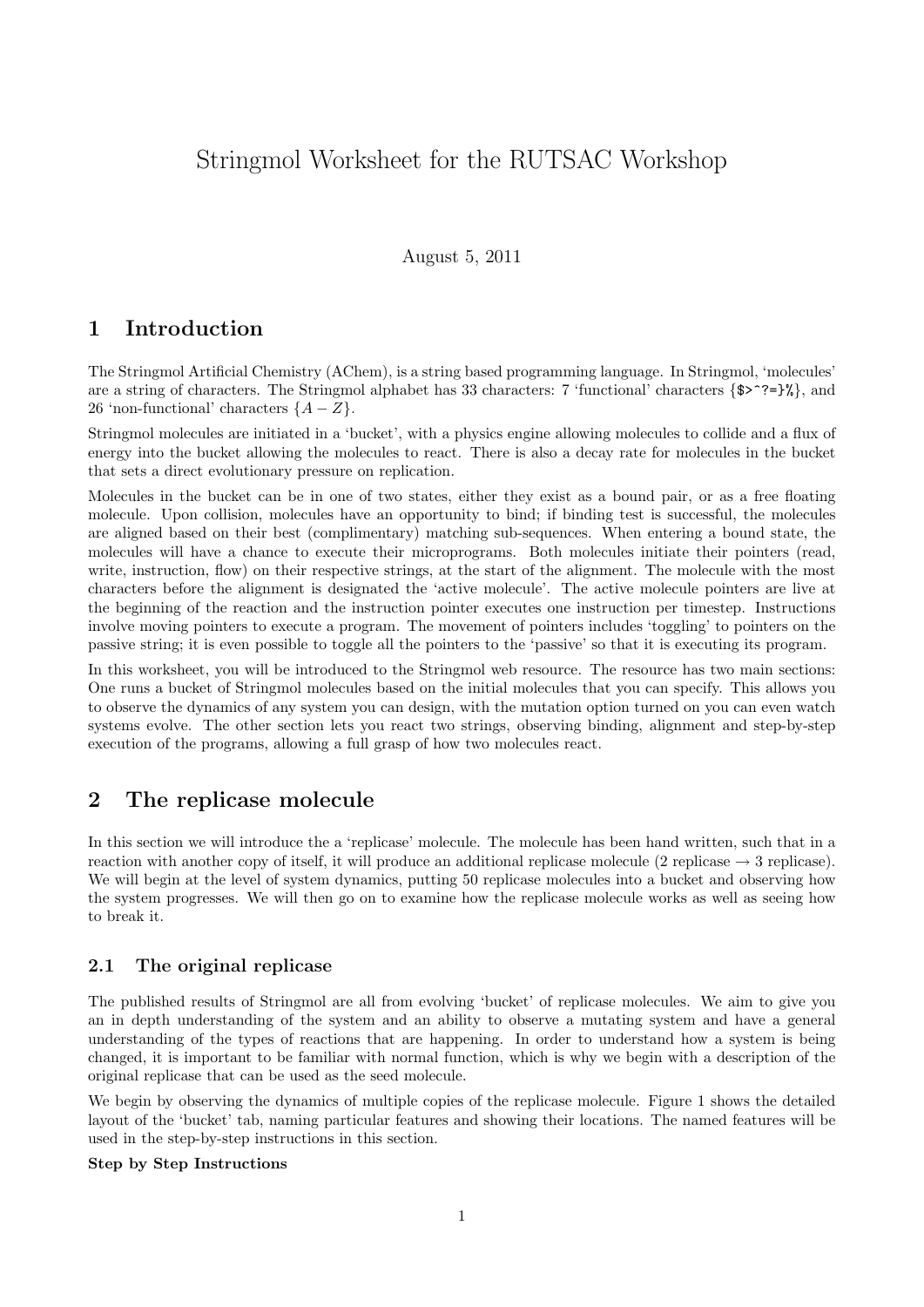# Stringmol Worksheet for the RUTSAC Workshop

August 5, 2011

## 1 Introduction

The Stringmol Artificial Chemistry (AChem), is a string based programming language. In Stringmol, 'molecules' are a string of characters. The Stringmol alphabet has 33 characters: 7 'functional' characters {$>^?=}%}, and 26 'non-functional' characters $\{A - Z\}$.

Stringmol molecules are initiated in a 'bucket', with a physics engine allowing molecules to collide and a flux of energy into the bucket allowing the molecules to react. There is also a decay rate for molecules in the bucket that sets a direct evolutionary pressure on replication.

Molecules in the bucket can be in one of two states, either they exist as a bound pair, or as a free floating molecule. Upon collision, molecules have an opportunity to bind; if binding test is successful, the molecules are aligned based on their best (complimentary) matching sub-sequences. When entering a bound state, the molecules will have a chance to execute their microprograms. Both molecules initiate their pointers (read, write, instruction, flow) on their respective strings, at the start of the alignment. The molecule with the most characters before the alignment is designated the 'active molecule'. The active molecule pointers are live at the beginning of the reaction and the instruction pointer executes one instruction per timestep. Instructions involve moving pointers to execute a program. The movement of pointers includes 'toggling' to pointers on the passive string; it is even possible to toggle all the pointers to the 'passive' so that it is executing its program.

In this worksheet, you will be introduced to the Stringmol web resource. The resource has two main sections: One runs a bucket of Stringmol molecules based on the initial molecules that you can specify. This allows you to observe the dynamics of any system you can design, with the mutation option turned on you can even watch systems evolve. The other section lets you react two strings, observing binding, alignment and step-by-step execution of the programs, allowing a full grasp of how two molecules react.

## 2 The replicase molecule

In this section we will introduce the a 'replicase' molecule. The molecule has been hand written, such that in a reaction with another copy of itself, it will produce an additional replicase molecule (2 replicase → 3 replicase). We will begin at the level of system dynamics, putting 50 replicase molecules into a bucket and observing how the system progresses. We will then go on to examine how the replicase molecule works as well as seeing how to break it.

### 2.1 The original replicase

The published results of Stringmol are all from evolving 'bucket' of replicase molecules. We aim to give you an in depth understanding of the system and an ability to observe a mutating system and have a general understanding of the types of reactions that are happening. In order to understand how a system is being changed, it is important to be familiar with normal function, which is why we begin with a description of the original replicase that can be used as the seed molecule.

We begin by observing the dynamics of multiple copies of the replicase molecule. Figure 1 shows the detailed layout of the 'bucket' tab, naming particular features and showing their locations. The named features will be used in the step-by-step instructions in this section.

**Step by Step Instructions**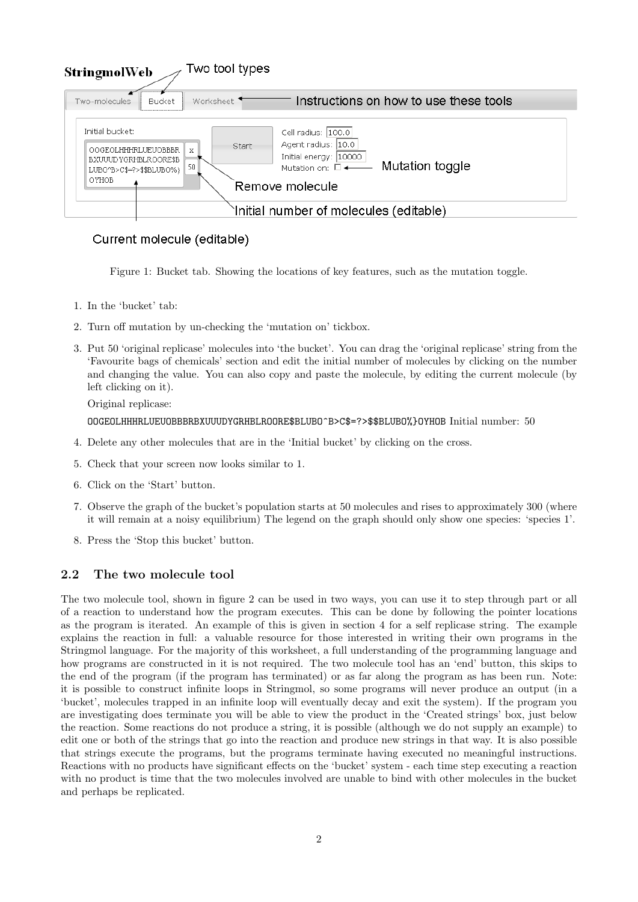StringmolWeb

Two tool types

Two-molecules | Bucket | Worksheet

Instructions on how to use these tools

Initial bucket:

OOGEOLHHHRLUEUOBBBR BXUUUDYGRHBLROORE$B LUBO^B>C$=?>$$BLUBO%} OYHOB

x

50

Start

Cell radius: 100.0

Agent radius: 10.0

Initial energy: 10000

Mutation on:

Mutation toggle

Remove molecule

Initial number of molecules (editable)

Current molecule (editable)

Figure 1: Bucket tab. Showing the locations of key features, such as the mutation toggle.

1. In the 'bucket' tab:
2. Turn off mutation by un-checking the 'mutation on' tickbox.
3. Put 50 'original replicase' molecules into 'the bucket'. You can drag the 'original replicase' string from the 'Favourite bags of chemicals' section and edit the initial number of molecules by clicking on the number and changing the value. You can also copy and paste the molecule, by editing the current molecule (by left clicking on it).

   Original replicase:

   `OOGEOLHHHRLUEUOBBBRBXUUUDYGRHBLROORE$BLUBO^B>C$=?>$$BLUBO%}OYHOB` Initial number: 50
4. Delete any other molecules that are in the 'Initial bucket' by clicking on the cross.
5. Check that your screen now looks similar to 1.
6. Click on the 'Start' button.
7. Observe the graph of the bucket's population starts at 50 molecules and rises to approximately 300 (where it will remain at a noisy equilibrium) The legend on the graph should only show one species: 'species 1'.
8. Press the 'Stop this bucket' button.

## 2.2 The two molecule tool

The two molecule tool, shown in figure 2 can be used in two ways, you can use it to step through part or all of a reaction to understand how the program executes. This can be done by following the pointer locations as the program is iterated. An example of this is given in section 4 for a self replicase string. The example explains the reaction in full: a valuable resource for those interested in writing their own programs in the Stringmol language. For the majority of this worksheet, a full understanding of the programming language and how programs are constructed in it is not required. The two molecule tool has an 'end' button, this skips to the end of the program (if the program has terminated) or as far along the program as has been run. Note: it is possible to construct infinite loops in Stringmol, so some programs will never produce an output (in a 'bucket', molecules trapped in an infinite loop will eventually decay and exit the system). If the program you are investigating does terminate you will be able to view the product in the 'Created strings' box, just below the reaction. Some reactions do not produce a string, it is possible (although we do not supply an example) to edit one or both of the strings that go into the reaction and produce new strings in that way. It is also possible that strings execute the programs, but the programs terminate having executed no meaningful instructions. Reactions with no products have significant effects on the 'bucket' system - each time step executing a reaction with no product is time that the two molecules involved are unable to bind with other molecules in the bucket and perhaps be replicated.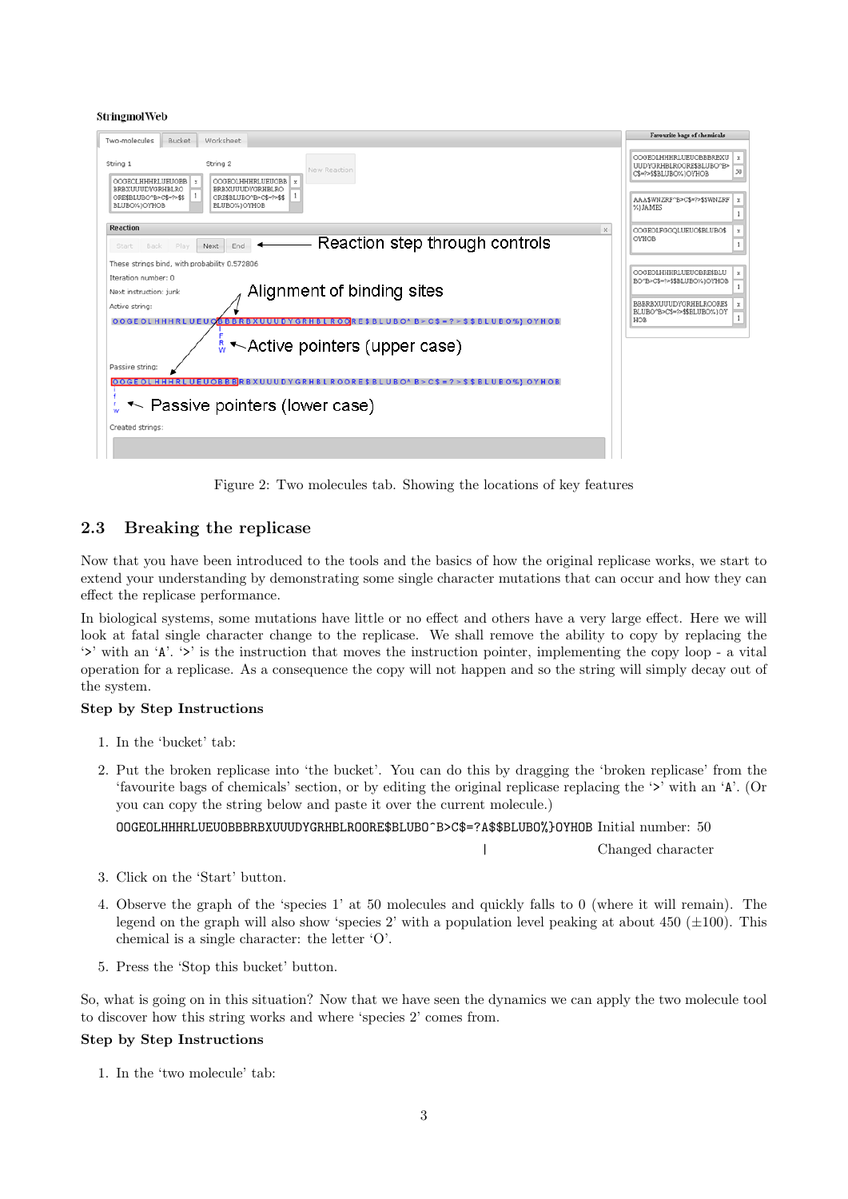StringmolWeb

Two-molecules | Bucket | Worksheet

String 1

OOGEOLHHHRLUEUOBB BRBXUUUDYGRHBLRO ORE$BLUBO^B>C$=?>$$ BLUBO%}OYHOB

String 2

OOGEOLHHHRLUEUOBB BRBXUUUDYGRHBLRO ORE$BLUBO^B>C$=?>$$ BLUBO%}OYHOB

New Reaction

Reaction

Start Back Play Next End

Reaction step through controls

These strings bind, with probability 0.572806

Iteration number: 0

Next instruction: junk

Alignment of binding sites

Active string:

OOGEOLHHHRLUEUOBBBRBXUUUDYGRHBLROORE$BLUBO^B>C$=?>$$BLUBO%}OYHOB

Active pointers (upper case)

Passive string:

OOGEOLHHHRLUEUOBBBRBXUUUDYGRHBLROORE$BLUBO^B>C$=?>$$BLUBO%}OYHOB

Passive pointers (lower case)

Created strings:

Favourite bags of chemicals

OOGEOLHHHRLUEUOBBBRBXUUUDYGRHBLROORE$BLUBO^B>C$=?>$$BLUBO%}OYHOB 20

AAA$WNZRF^B>C$=?>$$WNZRF%}JAMES 1

OOGEOLFGGQLUEUO$BLUBO$OYHOB 1

OOGEOLHHHRLUEUOBRE$BLUBO^B>C$=?>$$BLUBO%}OYHOB 1

BBBRBXUUUDYGRHBLROORE$BLUBO^B>C$=?>$$BLUBO%}OYHOB 1

Figure 2: Two molecules tab. Showing the locations of key features

## 2.3 Breaking the replicase

Now that you have been introduced to the tools and the basics of how the original replicase works, we start to extend your understanding by demonstrating some single character mutations that can occur and how they can effect the replicase performance.

In biological systems, some mutations have little or no effect and others have a very large effect. Here we will look at fatal single character change to the replicase. We shall remove the ability to copy by replacing the '>' with an 'A'. '>' is the instruction that moves the instruction pointer, implementing the copy loop - a vital operation for a replicase. As a consequence the copy will not happen and so the string will simply decay out of the system.

**Step by Step Instructions**

1. In the 'bucket' tab:
2. Put the broken replicase into 'the bucket'. You can do this by dragging the 'broken replicase' from the 'favourite bags of chemicals' section, or by editing the original replicase replacing the '>' with an 'A'. (Or you can copy the string below and paste it over the current molecule.)

   `OOGEOLHHHRLUEUOBBBRBXUUUDYGRHBLROORE$BLUBO^B>C$=?A$$BLUBO%}OYHOB` Initial number: 50

   | Changed character

3. Click on the 'Start' button.
4. Observe the graph of the 'species 1' at 50 molecules and quickly falls to 0 (where it will remain). The legend on the graph will also show 'species 2' with a population level peaking at about 450 (±100). This chemical is a single character: the letter 'O'.
5. Press the 'Stop this bucket' button.

So, what is going on in this situation? Now that we have seen the dynamics we can apply the two molecule tool to discover how this string works and where 'species 2' comes from.

**Step by Step Instructions**

1. In the 'two molecule' tab: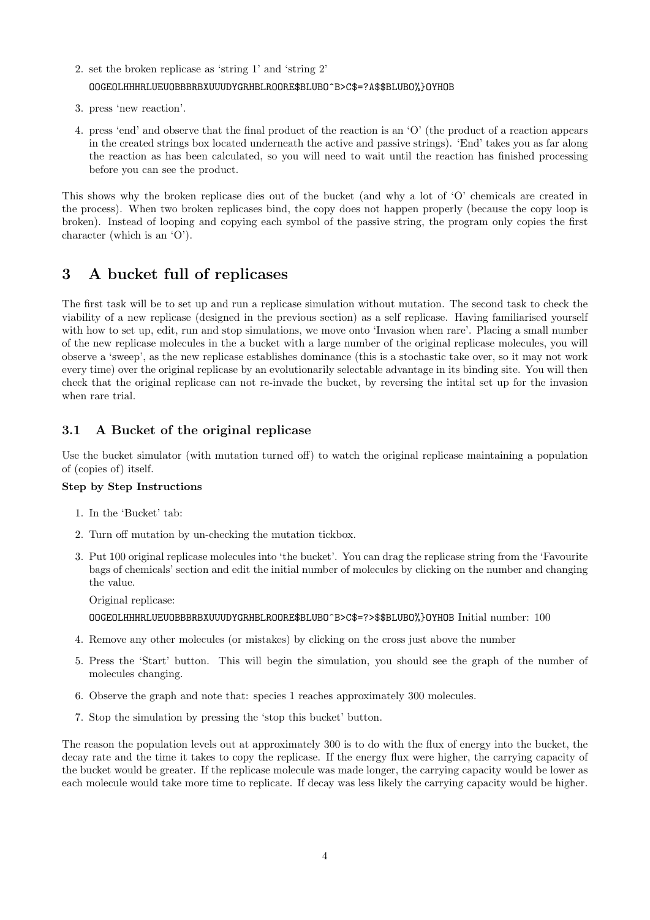2. set the broken replicase as 'string 1' and 'string 2'

   `OOGEOLHHHRLUEUOBBBRBXUUUDYGRHBLROORE$BLUBO^B>C$=?A$$BLUBO%}OYHOB`

3. press 'new reaction'.

4. press 'end' and observe that the final product of the reaction is an 'O' (the product of a reaction appears in the created strings box located underneath the active and passive strings). 'End' takes you as far along the reaction as has been calculated, so you will need to wait until the reaction has finished processing before you can see the product.

This shows why the broken replicase dies out of the bucket (and why a lot of 'O' chemicals are created in the process). When two broken replicases bind, the copy does not happen properly (because the copy loop is broken). Instead of looping and copying each symbol of the passive string, the program only copies the first character (which is an 'O').

## 3 A bucket full of replicases

The first task will be to set up and run a replicase simulation without mutation. The second task to check the viability of a new replicase (designed in the previous section) as a self replicase. Having familiarised yourself with how to set up, edit, run and stop simulations, we move onto 'Invasion when rare'. Placing a small number of the new replicase molecules in the a bucket with a large number of the original replicase molecules, you will observe a 'sweep', as the new replicase establishes dominance (this is a stochastic take over, so it may not work every time) over the original replicase by an evolutionarily selectable advantage in its binding site. You will then check that the original replicase can not re-invade the bucket, by reversing the intital set up for the invasion when rare trial.

### 3.1 A Bucket of the original replicase

Use the bucket simulator (with mutation turned off) to watch the original replicase maintaining a population of (copies of) itself.

**Step by Step Instructions**

1. In the 'Bucket' tab:

2. Turn off mutation by un-checking the mutation tickbox.

3. Put 100 original replicase molecules into 'the bucket'. You can drag the replicase string from the 'Favourite bags of chemicals' section and edit the initial number of molecules by clicking on the number and changing the value.

   Original replicase:

   `OOGEOLHHHRLUEUOBBBRBXUUUDYGRHBLROORE$BLUBO^B>C$=?>$$BLUBO%}OYHOB` Initial number: 100

4. Remove any other molecules (or mistakes) by clicking on the cross just above the number

5. Press the 'Start' button. This will begin the simulation, you should see the graph of the number of molecules changing.

6. Observe the graph and note that: species 1 reaches approximately 300 molecules.

7. Stop the simulation by pressing the 'stop this bucket' button.

The reason the population levels out at approximately 300 is to do with the flux of energy into the bucket, the decay rate and the time it takes to copy the replicase. If the energy flux were higher, the carrying capacity of the bucket would be greater. If the replicase molecule was made longer, the carrying capacity would be lower as each molecule would take more time to replicate. If decay was less likely the carrying capacity would be higher.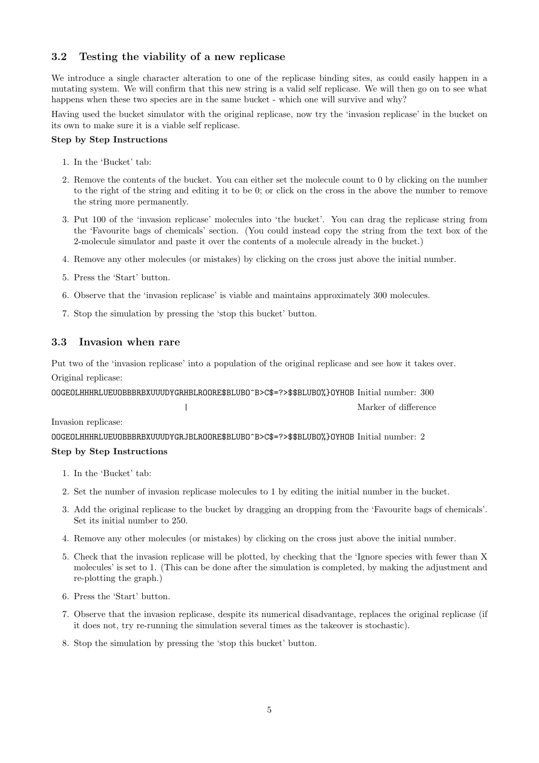## 3.2 Testing the viability of a new replicase

We introduce a single character alteration to one of the replicase binding sites, as could easily happen in a mutating system. We will confirm that this new string is a valid self replicase. We will then go on to see what happens when these two species are in the same bucket - which one will survive and why?

Having used the bucket simulator with the original replicase, now try the 'invasion replicase' in the bucket on its own to make sure it is a viable self replicase.

**Step by Step Instructions**

1. In the 'Bucket' tab:
2. Remove the contents of the bucket. You can either set the molecule count to 0 by clicking on the number to the right of the string and editing it to be 0; or click on the cross in the above the number to remove the string more permanently.
3. Put 100 of the 'invasion replicase' molecules into 'the bucket'. You can drag the replicase string from the 'Favourite bags of chemicals' section. (You could instead copy the string from the text box of the 2-molecule simulator and paste it over the contents of a molecule already in the bucket.)
4. Remove any other molecules (or mistakes) by clicking on the cross just above the initial number.
5. Press the 'Start' button.
6. Observe that the 'invasion replicase' is viable and maintains approximately 300 molecules.
7. Stop the simulation by pressing the 'stop this bucket' button.

## 3.3 Invasion when rare

Put two of the 'invasion replicase' into a population of the original replicase and see how it takes over.

Original replicase:

```
OOGEOLHHHRLUEUOBBBRBXUUUDYGRHBLROORE$BLUBO^B>C$=?>$$BLUBO%}OYHOB Initial number: 300
                                |                                Marker of difference
```

Invasion replicase:

```
OOGEOLHHHRLUEUOBBBRBXUUUDYGRJBLROORE$BLUBO^B>C$=?>$$BLUBO%}OYHOB Initial number: 2
```

**Step by Step Instructions**

1. In the 'Bucket' tab:
2. Set the number of invasion replicase molecules to 1 by editing the initial number in the bucket.
3. Add the original replicase to the bucket by dragging an dropping from the 'Favourite bags of chemicals'. Set its initial number to 250.
4. Remove any other molecules (or mistakes) by clicking on the cross just above the initial number.
5. Check that the invasion replicase will be plotted, by checking that the 'Ignore species with fewer than X molecules' is set to 1. (This can be done after the simulation is completed, by making the adjustment and re-plotting the graph.)
6. Press the 'Start' button.
7. Observe that the invasion replicase, despite its numerical disadvantage, replaces the original replicase (if it does not, try re-running the simulation several times as the takeover is stochastic).
8. Stop the simulation by pressing the 'stop this bucket' button.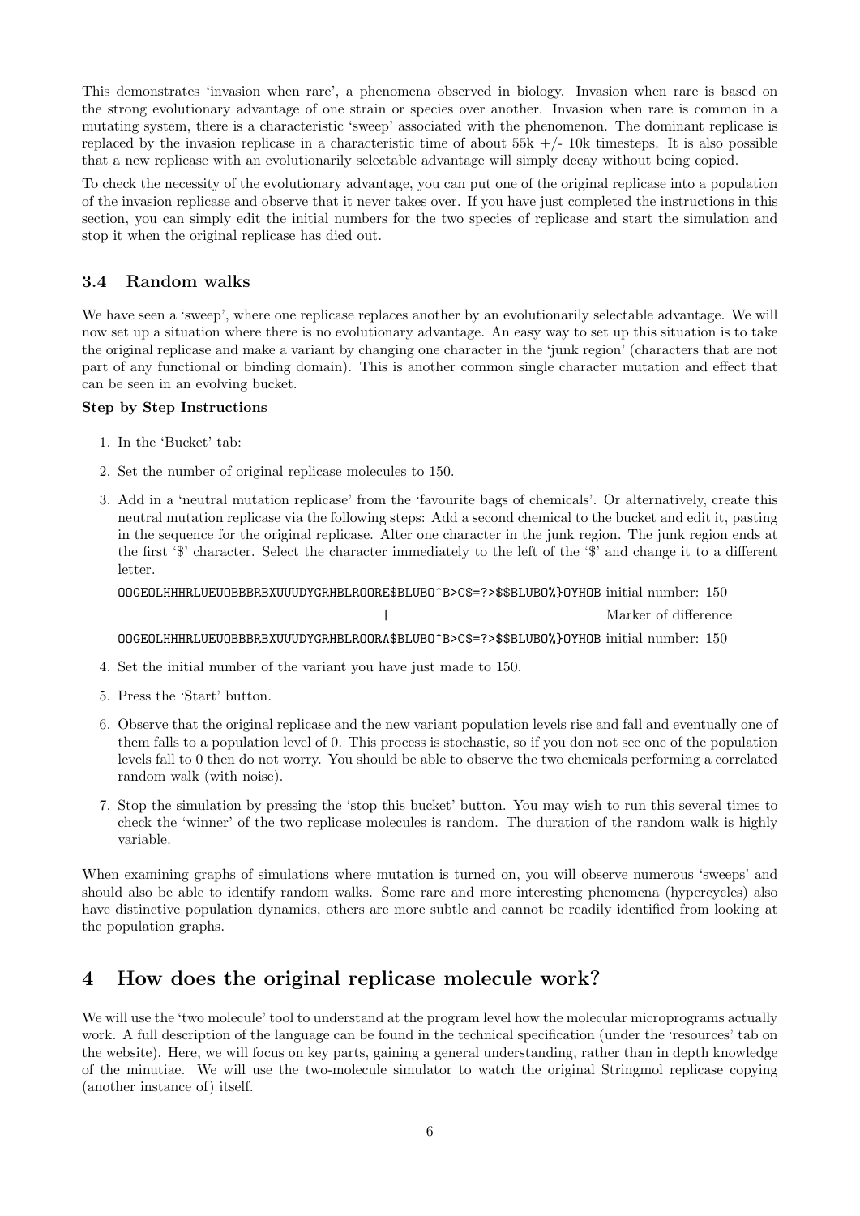This demonstrates 'invasion when rare', a phenomena observed in biology. Invasion when rare is based on the strong evolutionary advantage of one strain or species over another. Invasion when rare is common in a mutating system, there is a characteristic 'sweep' associated with the phenomenon. The dominant replicase is replaced by the invasion replicase in a characteristic time of about 55k +/- 10k timesteps. It is also possible that a new replicase with an evolutionarily selectable advantage will simply decay without being copied.

To check the necessity of the evolutionary advantage, you can put one of the original replicase into a population of the invasion replicase and observe that it never takes over. If you have just completed the instructions in this section, you can simply edit the initial numbers for the two species of replicase and start the simulation and stop it when the original replicase has died out.

### 3.4 Random walks

We have seen a 'sweep', where one replicase replaces another by an evolutionarily selectable advantage. We will now set up a situation where there is no evolutionary advantage. An easy way to set up this situation is to take the original replicase and make a variant by changing one character in the 'junk region' (characters that are not part of any functional or binding domain). This is another common single character mutation and effect that can be seen in an evolving bucket.

**Step by Step Instructions**

1. In the 'Bucket' tab:
2. Set the number of original replicase molecules to 150.
3. Add in a 'neutral mutation replicase' from the 'favourite bags of chemicals'. Or alternatively, create this neutral mutation replicase via the following steps: Add a second chemical to the bucket and edit it, pasting in the sequence for the original replicase. Alter one character in the junk region. The junk region ends at the first '$' character. Select the character immediately to the left of the '$' and change it to a different letter.

   ```
   OOGEOLHHHRLUEUOBBBRBXUUUDYGRHBLROORE$BLUBO^B>C$=?>$$BLUBO%}OYHOB initial number: 150
                                      |                             Marker of difference
   OOGEOLHHHRLUEUOBBBRBXUUUDYGRHBLROORA$BLUBO^B>C$=?>$$BLUBO%}OYHOB initial number: 150
   ```

4. Set the initial number of the variant you have just made to 150.
5. Press the 'Start' button.
6. Observe that the original replicase and the new variant population levels rise and fall and eventually one of them falls to a population level of 0. This process is stochastic, so if you don not see one of the population levels fall to 0 then do not worry. You should be able to observe the two chemicals performing a correlated random walk (with noise).
7. Stop the simulation by pressing the 'stop this bucket' button. You may wish to run this several times to check the 'winner' of the two replicase molecules is random. The duration of the random walk is highly variable.

When examining graphs of simulations where mutation is turned on, you will observe numerous 'sweeps' and should also be able to identify random walks. Some rare and more interesting phenomena (hypercycles) also have distinctive population dynamics, others are more subtle and cannot be readily identified from looking at the population graphs.

## 4 How does the original replicase molecule work?

We will use the 'two molecule' tool to understand at the program level how the molecular microprograms actually work. A full description of the language can be found in the technical specification (under the 'resources' tab on the website). Here, we will focus on key parts, gaining a general understanding, rather than in depth knowledge of the minutiae. We will use the two-molecule simulator to watch the original Stringmol replicase copying (another instance of) itself.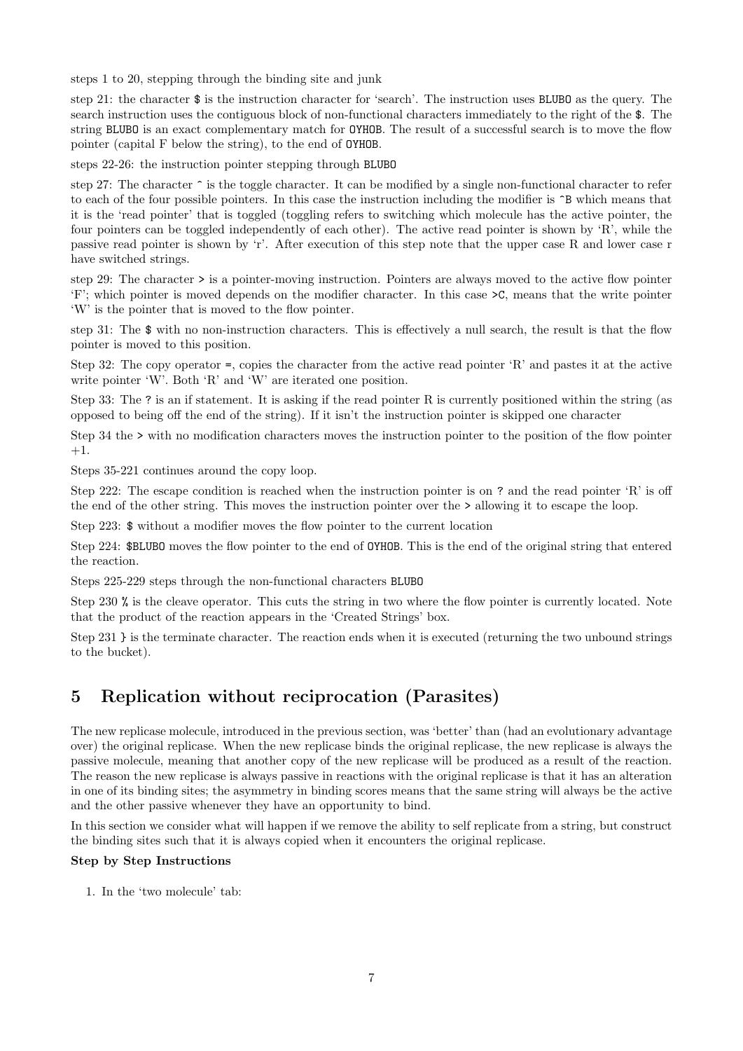steps 1 to 20, stepping through the binding site and junk

step 21: the character `$` is the instruction character for 'search'. The instruction uses `BLUBO` as the query. The search instruction uses the contiguous block of non-functional characters immediately to the right of the `$`. The string `BLUBO` is an exact complementary match for `OYHOB`. The result of a successful search is to move the flow pointer (capital F below the string), to the end of `OYHOB`.

steps 22-26: the instruction pointer stepping through `BLUBO`

step 27: The character `^` is the toggle character. It can be modified by a single non-functional character to refer to each of the four possible pointers. In this case the instruction including the modifier is `^B` which means that it is the 'read pointer' that is toggled (toggling refers to switching which molecule has the active pointer, the four pointers can be toggled independently of each other). The active read pointer is shown by 'R', while the passive read pointer is shown by 'r'. After execution of this step note that the upper case R and lower case r have switched strings.

step 29: The character `>` is a pointer-moving instruction. Pointers are always moved to the active flow pointer 'F'; which pointer is moved depends on the modifier character. In this case `>C`, means that the write pointer 'W' is the pointer that is moved to the flow pointer.

step 31: The `$` with no non-instruction characters. This is effectively a null search, the result is that the flow pointer is moved to this position.

Step 32: The copy operator `=`, copies the character from the active read pointer 'R' and pastes it at the active write pointer 'W'. Both 'R' and 'W' are iterated one position.

Step 33: The `?` is an if statement. It is asking if the read pointer R is currently positioned within the string (as opposed to being off the end of the string). If it isn't the instruction pointer is skipped one character

Step 34 the `>` with no modification characters moves the instruction pointer to the position of the flow pointer +1.

Steps 35-221 continues around the copy loop.

Step 222: The escape condition is reached when the instruction pointer is on `?` and the read pointer 'R' is off the end of the other string. This moves the instruction pointer over the `>` allowing it to escape the loop.

Step 223: `$` without a modifier moves the flow pointer to the current location

Step 224: `$BLUBO` moves the flow pointer to the end of `OYHOB`. This is the end of the original string that entered the reaction.

Steps 225-229 steps through the non-functional characters `BLUBO`

Step 230 `%` is the cleave operator. This cuts the string in two where the flow pointer is currently located. Note that the product of the reaction appears in the 'Created Strings' box.

Step 231 `}` is the terminate character. The reaction ends when it is executed (returning the two unbound strings to the bucket).

## 5 Replication without reciprocation (Parasites)

The new replicase molecule, introduced in the previous section, was 'better' than (had an evolutionary advantage over) the original replicase. When the new replicase binds the original replicase, the new replicase is always the passive molecule, meaning that another copy of the new replicase will be produced as a result of the reaction. The reason the new replicase is always passive in reactions with the original replicase is that it has an alteration in one of its binding sites; the asymmetry in binding scores means that the same string will always be the active and the other passive whenever they have an opportunity to bind.

In this section we consider what will happen if we remove the ability to self replicate from a string, but construct the binding sites such that it is always copied when it encounters the original replicase.

**Step by Step Instructions**

1. In the 'two molecule' tab: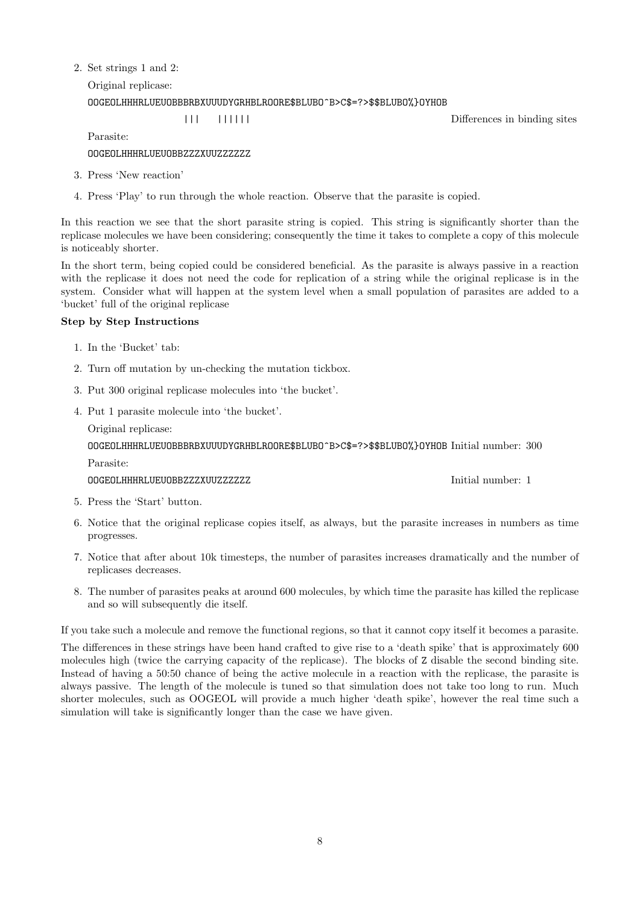2. Set strings 1 and 2:

   Original replicase:

   ```
   OOGEOLHHHRLUEUOBBBRBXUUUDYGRHBLROORE$BLUBO^B>C$=?>$$BLUBO%}OYHOB
                     |||    ||||||                                    Differences in binding sites
   ```

   Parasite:

   ```
   OOGEOLHHHRLUEUOBBZZZXUUZZZZZZ
   ```

3. Press 'New reaction'
4. Press 'Play' to run through the whole reaction. Observe that the parasite is copied.

In this reaction we see that the short parasite string is copied. This string is significantly shorter than the replicase molecules we have been considering; consequently the time it takes to complete a copy of this molecule is noticeably shorter.

In the short term, being copied could be considered beneficial. As the parasite is always passive in a reaction with the replicase it does not need the code for replication of a string while the original replicase is in the system. Consider what will happen at the system level when a small population of parasites are added to a 'bucket' full of the original replicase

**Step by Step Instructions**

1. In the 'Bucket' tab:
2. Turn off mutation by un-checking the mutation tickbox.
3. Put 300 original replicase molecules into 'the bucket'.
4. Put 1 parasite molecule into 'the bucket'.

   Original replicase:

   `OOGEOLHHHRLUEUOBBBRBXUUUDYGRHBLROORE$BLUBO^B>C$=?>$$BLUBO%}OYHOB` Initial number: 300

   Parasite:

   `OOGEOLHHHRLUEUOBBZZZXUUZZZZZZ` Initial number: 1

5. Press the 'Start' button.
6. Notice that the original replicase copies itself, as always, but the parasite increases in numbers as time progresses.
7. Notice that after about 10k timesteps, the number of parasites increases dramatically and the number of replicases decreases.
8. The number of parasites peaks at around 600 molecules, by which time the parasite has killed the replicase and so will subsequently die itself.

If you take such a molecule and remove the functional regions, so that it cannot copy itself it becomes a parasite.

The differences in these strings have been hand crafted to give rise to a 'death spike' that is approximately 600 molecules high (twice the carrying capacity of the replicase). The blocks of `Z` disable the second binding site. Instead of having a 50:50 chance of being the active molecule in a reaction with the replicase, the parasite is always passive. The length of the molecule is tuned so that simulation does not take too long to run. Much shorter molecules, such as OOGEOL will provide a much higher 'death spike', however the real time such a simulation will take is significantly longer than the case we have given.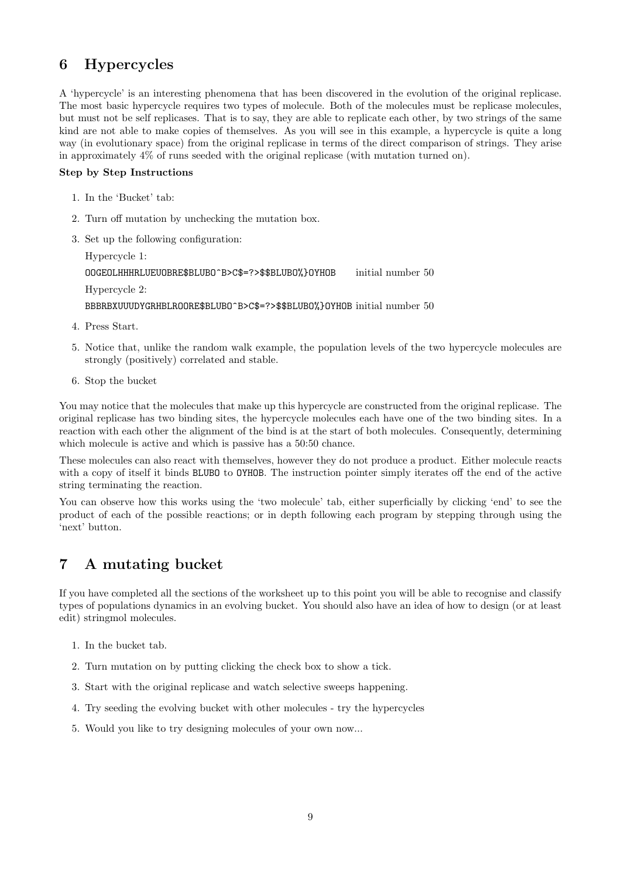## 6 Hypercycles

A 'hypercycle' is an interesting phenomena that has been discovered in the evolution of the original replicase. The most basic hypercycle requires two types of molecule. Both of the molecules must be replicase molecules, but must not be self replicases. That is to say, they are able to replicate each other, by two strings of the same kind are not able to make copies of themselves. As you will see in this example, a hypercycle is quite a long way (in evolutionary space) from the original replicase in terms of the direct comparison of strings. They arise in approximately 4% of runs seeded with the original replicase (with mutation turned on).

**Step by Step Instructions**

1. In the 'Bucket' tab:
2. Turn off mutation by unchecking the mutation box.
3. Set up the following configuration:

   Hypercycle 1:

   `OOGEOLHHHRLUEUOBRE$BLUBO^B>C$=?>$$BLUBO%}OYHOB` initial number 50

   Hypercycle 2:

   `BBBRBXUUUDYGRHBLROORE$BLUBO^B>C$=?>$$BLUBO%}OYHOB` initial number 50
4. Press Start.
5. Notice that, unlike the random walk example, the population levels of the two hypercycle molecules are strongly (positively) correlated and stable.
6. Stop the bucket

You may notice that the molecules that make up this hypercycle are constructed from the original replicase. The original replicase has two binding sites, the hypercycle molecules each have one of the two binding sites. In a reaction with each other the alignment of the bind is at the start of both molecules. Consequently, determining which molecule is active and which is passive has a 50:50 chance.

These molecules can also react with themselves, however they do not produce a product. Either molecule reacts with a copy of itself it binds `BLUBO` to `OYHOB`. The instruction pointer simply iterates off the end of the active string terminating the reaction.

You can observe how this works using the 'two molecule' tab, either superficially by clicking 'end' to see the product of each of the possible reactions; or in depth following each program by stepping through using the 'next' button.

## 7 A mutating bucket

If you have completed all the sections of the worksheet up to this point you will be able to recognise and classify types of populations dynamics in an evolving bucket. You should also have an idea of how to design (or at least edit) stringmol molecules.

1. In the bucket tab.
2. Turn mutation on by putting clicking the check box to show a tick.
3. Start with the original replicase and watch selective sweeps happening.
4. Try seeding the evolving bucket with other molecules - try the hypercycles
5. Would you like to try designing molecules of your own now...